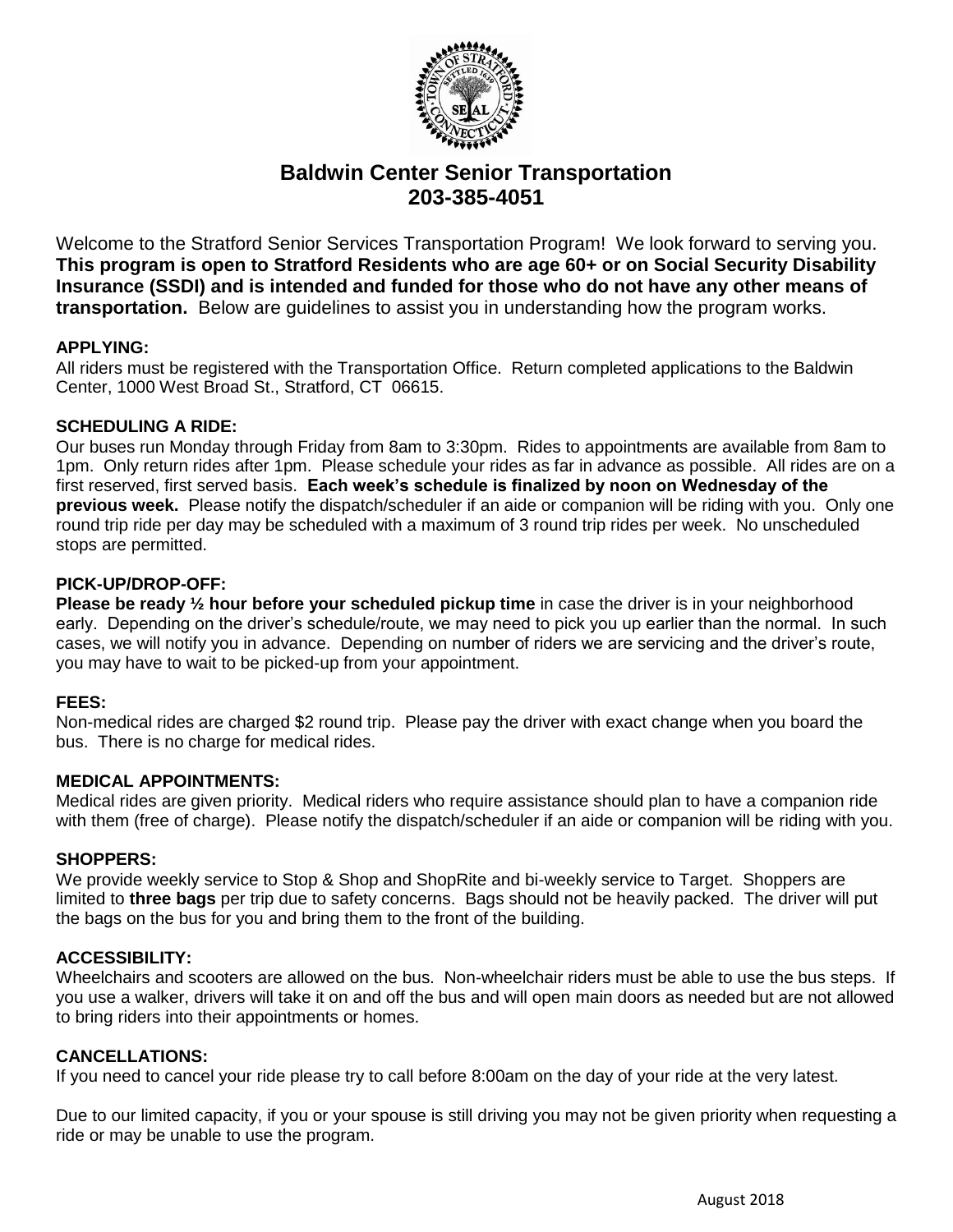# Baldwin Center Senior Transportation
## 203-385-4051

Welcome to the Stratford Senior Services Transportation Program! We look forward to serving you. **This program is open to Stratford Residents who are age 60+ or on Social Security Disability Insurance (SSDI) and is intended and funded for those who do not have any other means of transportation.** Below are guidelines to assist you in understanding how the program works.

### APPLYING:

All riders must be registered with the Transportation Office. Return completed applications to the Baldwin Center, 1000 West Broad St., Stratford, CT 06615.

### SCHEDULING A RIDE:

Our buses run Monday through Friday from 8am to 3:30pm. Rides to appointments are available from 8am to 1pm. Only return rides after 1pm. Please schedule your rides as far in advance as possible. All rides are on a first reserved, first served basis. **Each week's schedule is finalized by noon on Wednesday of the previous week.** Please notify the dispatch/scheduler if an aide or companion will be riding with you. Only one round trip ride per day may be scheduled with a maximum of 3 round trip rides per week. No unscheduled stops are permitted.

### PICK-UP/DROP-OFF:

**Please be ready ½ hour before your scheduled pickup time** in case the driver is in your neighborhood early. Depending on the driver's schedule/route, we may need to pick you up earlier than the normal. In such cases, we will notify you in advance. Depending on number of riders we are servicing and the driver's route, you may have to wait to be picked-up from your appointment.

### FEES:

Non-medical rides are charged $2 round trip. Please pay the driver with exact change when you board the bus. There is no charge for medical rides.

### MEDICAL APPOINTMENTS:

Medical rides are given priority. Medical riders who require assistance should plan to have a companion ride with them (free of charge). Please notify the dispatch/scheduler if an aide or companion will be riding with you.

### SHOPPERS:

We provide weekly service to Stop & Shop and ShopRite and bi-weekly service to Target. Shoppers are limited to **three bags** per trip due to safety concerns. Bags should not be heavily packed. The driver will put the bags on the bus for you and bring them to the front of the building.

### ACCESSIBILITY:

Wheelchairs and scooters are allowed on the bus. Non-wheelchair riders must be able to use the bus steps. If you use a walker, drivers will take it on and off the bus and will open main doors as needed but are not allowed to bring riders into their appointments or homes.

### CANCELLATIONS:

If you need to cancel your ride please try to call before 8:00am on the day of your ride at the very latest.

Due to our limited capacity, if you or your spouse is still driving you may not be given priority when requesting a ride or may be unable to use the program.

August 2018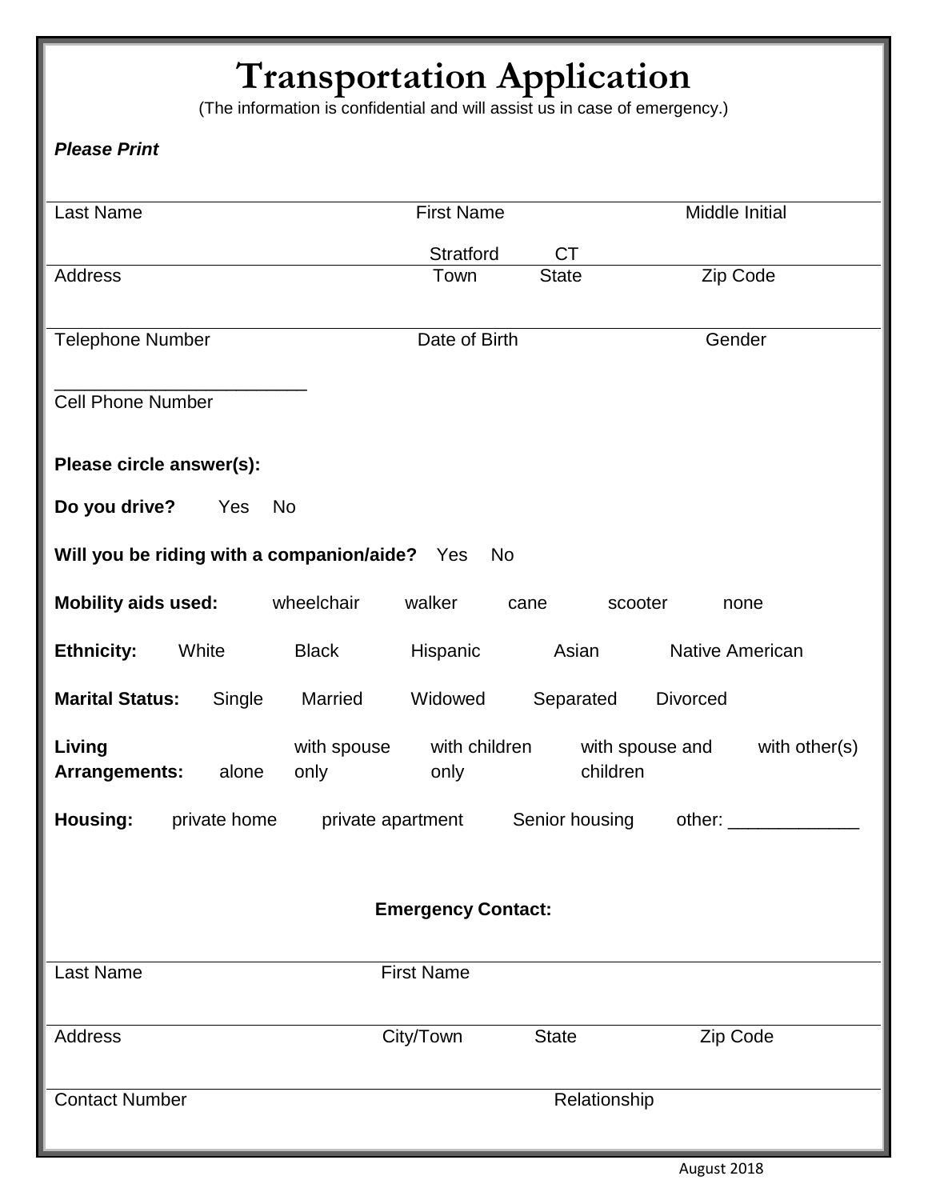# Transportation Application

(The information is confidential and will assist us in case of emergency.)

***Please Print***

| | | |
|---|---|---|
| Last Name | First Name | Middle Initial |

| | | | |
|---|---|---|---|
| | Stratford | CT | |
| Address | Town | State | Zip Code |

| | | |
|---|---|---|
| Telephone Number | Date of Birth | Gender |

________________________

Cell Phone Number

**Please circle answer(s):**

**Do you drive?** Yes No

**Will you be riding with a companion/aide?** Yes No

**Mobility aids used:** wheelchair walker cane scooter none

**Ethnicity:** White Black Hispanic Asian Native American

**Marital Status:** Single Married Widowed Separated Divorced

**Living Arrangements:** alone with spouse only with children only with spouse and children with other(s)

**Housing:** private home private apartment Senior housing other: _____________

**Emergency Contact:**

| | |
|---|---|
| Last Name | First Name |

| | | | |
|---|---|---|---|
| Address | City/Town | State | Zip Code |

| | |
|---|---|
| Contact Number | Relationship |

August 2018